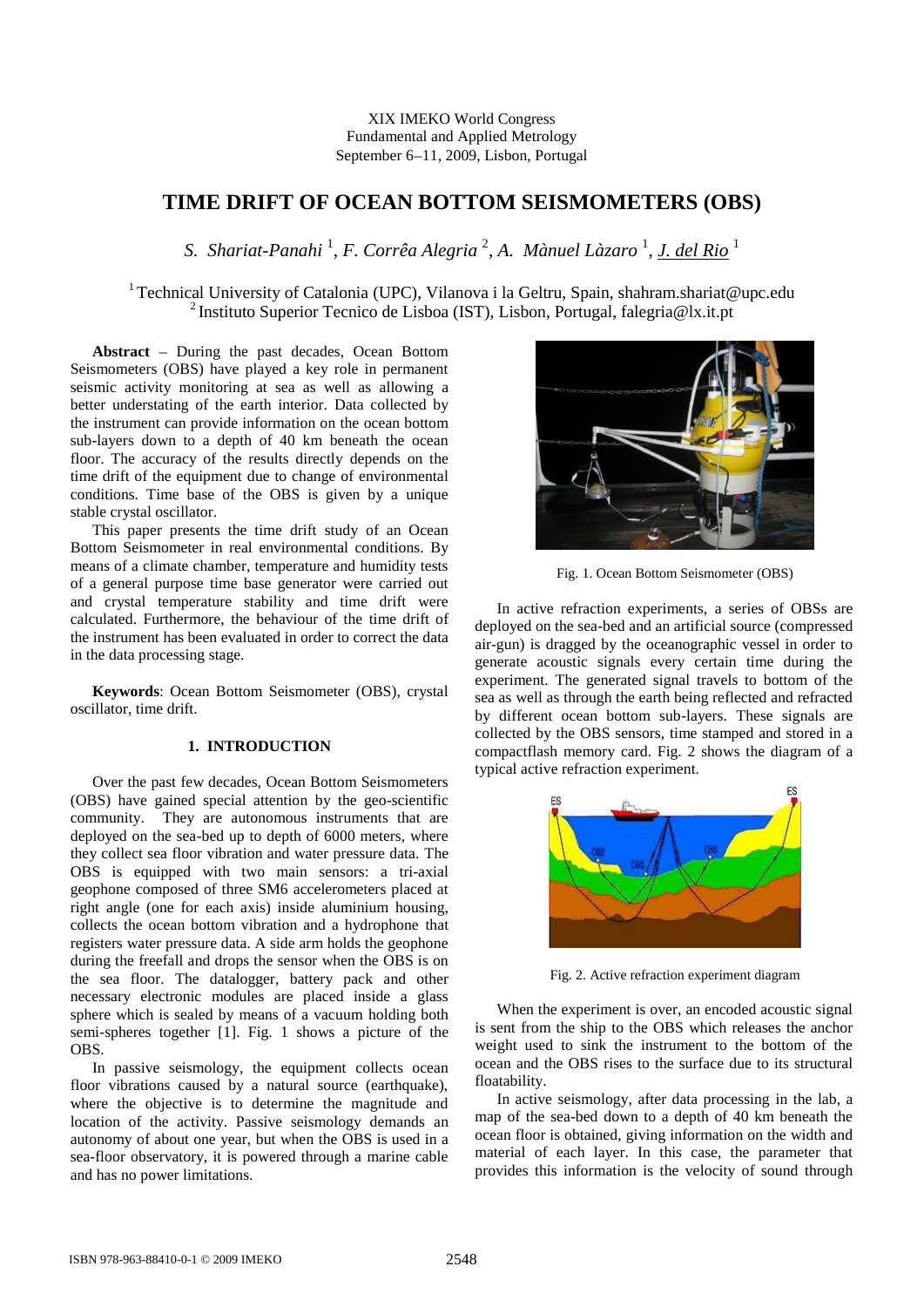XIX IMEKO World Congress
Fundamental and Applied Metrology
September 6–11, 2009, Lisbon, Portugal

# TIME DRIFT OF OCEAN BOTTOM SEISMOMETERS (OBS)

*S. Shariat-Panahi* [1], *F. Corrêa Alegria* [2], *A. Mànuel Làzaro* [1], *J. del Rio* [1]

[1] Technical University of Catalonia (UPC), Vilanova i la Geltru, Spain, shahram.shariat@upc.edu
[2] Instituto Superior Tecnico de Lisboa (IST), Lisbon, Portugal, falegria@lx.it.pt

**Abstract** – During the past decades, Ocean Bottom Seismometers (OBS) have played a key role in permanent seismic activity monitoring at sea as well as allowing a better understating of the earth interior. Data collected by the instrument can provide information on the ocean bottom sub-layers down to a depth of 40 km beneath the ocean floor. The accuracy of the results directly depends on the time drift of the equipment due to change of environmental conditions. Time base of the OBS is given by a unique stable crystal oscillator.

This paper presents the time drift study of an Ocean Bottom Seismometer in real environmental conditions. By means of a climate chamber, temperature and humidity tests of a general purpose time base generator were carried out and crystal temperature stability and time drift were calculated. Furthermore, the behaviour of the time drift of the instrument has been evaluated in order to correct the data in the data processing stage.

**Keywords**: Ocean Bottom Seismometer (OBS), crystal oscillator, time drift.

## 1. INTRODUCTION

Over the past few decades, Ocean Bottom Seismometers (OBS) have gained special attention by the geo-scientific community. They are autonomous instruments that are deployed on the sea-bed up to depth of 6000 meters, where they collect sea floor vibration and water pressure data. The OBS is equipped with two main sensors: a tri-axial geophone composed of three SM6 accelerometers placed at right angle (one for each axis) inside aluminium housing, collects the ocean bottom vibration and a hydrophone that registers water pressure data. A side arm holds the geophone during the freefall and drops the sensor when the OBS is on the sea floor. The datalogger, battery pack and other necessary electronic modules are placed inside a glass sphere which is sealed by means of a vacuum holding both semi-spheres together [1]. Fig. 1 shows a picture of the OBS.

In passive seismology, the equipment collects ocean floor vibrations caused by a natural source (earthquake), where the objective is to determine the magnitude and location of the activity. Passive seismology demands an autonomy of about one year, but when the OBS is used in a sea-floor observatory, it is powered through a marine cable and has no power limitations.

Fig. 1. Ocean Bottom Seismometer (OBS)

In active refraction experiments, a series of OBSs are deployed on the sea-bed and an artificial source (compressed air-gun) is dragged by the oceanographic vessel in order to generate acoustic signals every certain time during the experiment. The generated signal travels to bottom of the sea as well as through the earth being reflected and refracted by different ocean bottom sub-layers. These signals are collected by the OBS sensors, time stamped and stored in a compactflash memory card. Fig. 2 shows the diagram of a typical active refraction experiment.

Fig. 2. Active refraction experiment diagram

When the experiment is over, an encoded acoustic signal is sent from the ship to the OBS which releases the anchor weight used to sink the instrument to the bottom of the ocean and the OBS rises to the surface due to its structural floatability.

In active seismology, after data processing in the lab, a map of the sea-bed down to a depth of 40 km beneath the ocean floor is obtained, giving information on the width and material of each layer. In this case, the parameter that provides this information is the velocity of sound through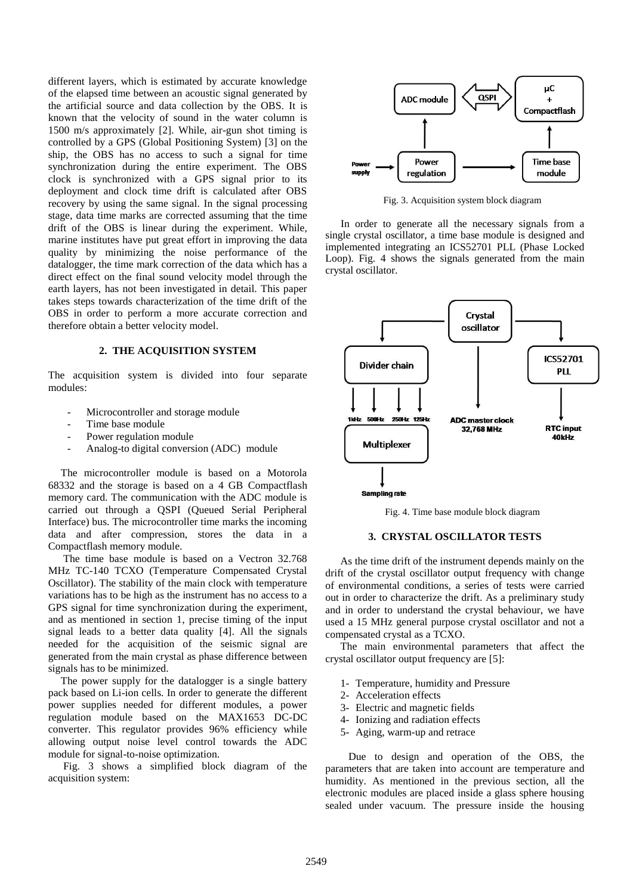different layers, which is estimated by accurate knowledge of the elapsed time between an acoustic signal generated by the artificial source and data collection by the OBS. It is known that the velocity of sound in the water column is 1500 m/s approximately [2]. While, air-gun shot timing is controlled by a GPS (Global Positioning System) [3] on the ship, the OBS has no access to such a signal for time synchronization during the entire experiment. The OBS clock is synchronized with a GPS signal prior to its deployment and clock time drift is calculated after OBS recovery by using the same signal. In the signal processing stage, data time marks are corrected assuming that the time drift of the OBS is linear during the experiment. While, marine institutes have put great effort in improving the data quality by minimizing the noise performance of the datalogger, the time mark correction of the data which has a direct effect on the final sound velocity model through the earth layers, has not been investigated in detail. This paper takes steps towards characterization of the time drift of the OBS in order to perform a more accurate correction and therefore obtain a better velocity model.

## 2. THE ACQUISITION SYSTEM

The acquisition system is divided into four separate modules:

- Microcontroller and storage module
- Time base module
- Power regulation module
- Analog-to digital conversion (ADC) module

The microcontroller module is based on a Motorola 68332 and the storage is based on a 4 GB Compactflash memory card. The communication with the ADC module is carried out through a QSPI (Queued Serial Peripheral Interface) bus. The microcontroller time marks the incoming data and after compression, stores the data in a Compactflash memory module.

The time base module is based on a Vectron 32.768 MHz TC-140 TCXO (Temperature Compensated Crystal Oscillator). The stability of the main clock with temperature variations has to be high as the instrument has no access to a GPS signal for time synchronization during the experiment, and as mentioned in section 1, precise timing of the input signal leads to a better data quality [4]. All the signals needed for the acquisition of the seismic signal are generated from the main crystal as phase difference between signals has to be minimized.

The power supply for the datalogger is a single battery pack based on Li-ion cells. In order to generate the different power supplies needed for different modules, a power regulation module based on the MAX1653 DC-DC converter. This regulator provides 96% efficiency while allowing output noise level control towards the ADC module for signal-to-noise optimization.

Fig. 3 shows a simplified block diagram of the acquisition system:

Fig. 3. Acquisition system block diagram

In order to generate all the necessary signals from a single crystal oscillator, a time base module is designed and implemented integrating an ICS52701 PLL (Phase Locked Loop). Fig. 4 shows the signals generated from the main crystal oscillator.

Fig. 4. Time base module block diagram

## 3. CRYSTAL OSCILLATOR TESTS

As the time drift of the instrument depends mainly on the drift of the crystal oscillator output frequency with change of environmental conditions, a series of tests were carried out in order to characterize the drift. As a preliminary study and in order to understand the crystal behaviour, we have used a 15 MHz general purpose crystal oscillator and not a compensated crystal as a TCXO.

The main environmental parameters that affect the crystal oscillator output frequency are [5]:

1. Temperature, humidity and Pressure
2. Acceleration effects
3. Electric and magnetic fields
4. Ionizing and radiation effects
5. Aging, warm-up and retrace

Due to design and operation of the OBS, the parameters that are taken into account are temperature and humidity. As mentioned in the previous section, all the electronic modules are placed inside a glass sphere housing sealed under vacuum. The pressure inside the housing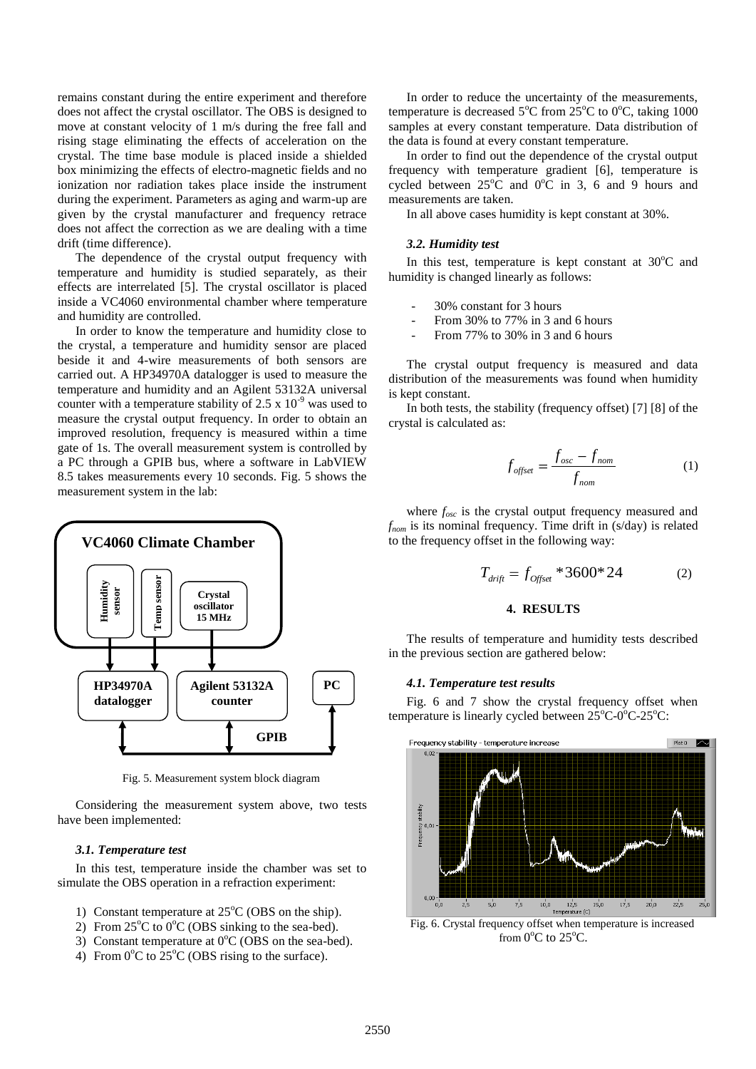remains constant during the entire experiment and therefore does not affect the crystal oscillator. The OBS is designed to move at constant velocity of 1 m/s during the free fall and rising stage eliminating the effects of acceleration on the crystal. The time base module is placed inside a shielded box minimizing the effects of electro-magnetic fields and no ionization nor radiation takes place inside the instrument during the experiment. Parameters as aging and warm-up are given by the crystal manufacturer and frequency retrace does not affect the correction as we are dealing with a time drift (time difference).

The dependence of the crystal output frequency with temperature and humidity is studied separately, as their effects are interrelated [5]. The crystal oscillator is placed inside a VC4060 environmental chamber where temperature and humidity are controlled.

In order to know the temperature and humidity close to the crystal, a temperature and humidity sensor are placed beside it and 4-wire measurements of both sensors are carried out. A HP34970A datalogger is used to measure the temperature and humidity and an Agilent 53132A universal counter with a temperature stability of $2.5 \times 10^{-9}$ was used to measure the crystal output frequency. In order to obtain an improved resolution, frequency is measured within a time gate of 1s. The overall measurement system is controlled by a PC through a GPIB bus, where a software in LabVIEW 8.5 takes measurements every 10 seconds. Fig. 5 shows the measurement system in the lab:

Fig. 5. Measurement system block diagram

Considering the measurement system above, two tests have been implemented:

### *3.1. Temperature test*

In this test, temperature inside the chamber was set to simulate the OBS operation in a refraction experiment:

1) Constant temperature at 25°C (OBS on the ship).
2) From 25°C to 0°C (OBS sinking to the sea-bed).
3) Constant temperature at 0°C (OBS on the sea-bed).
4) From 0°C to 25°C (OBS rising to the surface).

In order to reduce the uncertainty of the measurements, temperature is decreased 5°C from 25°C to 0°C, taking 1000 samples at every constant temperature. Data distribution of the data is found at every constant temperature.

In order to find out the dependence of the crystal output frequency with temperature gradient [6], temperature is cycled between 25°C and 0°C in 3, 6 and 9 hours and measurements are taken.

In all above cases humidity is kept constant at 30%.

### *3.2. Humidity test*

In this test, temperature is kept constant at 30°C and humidity is changed linearly as follows:

- 30% constant for 3 hours
- From 30% to 77% in 3 and 6 hours
- From 77% to 30% in 3 and 6 hours

The crystal output frequency is measured and data distribution of the measurements was found when humidity is kept constant.

In both tests, the stability (frequency offset) [7] [8] of the crystal is calculated as:

$$f_{offset} = \frac{f_{osc} - f_{nom}}{f_{nom}} \tag{1}$$

where $f_{osc}$ is the crystal output frequency measured and $f_{nom}$ is its nominal frequency. Time drift in (s/day) is related to the frequency offset in the following way:

$$T_{drift} = f_{Offset} * 3600 * 24 \tag{2}$$

## 4. RESULTS

The results of temperature and humidity tests described in the previous section are gathered below:

### *4.1. Temperature test results*

Fig. 6 and 7 show the crystal frequency offset when temperature is linearly cycled between 25°C-0°C-25°C:

Fig. 6. Crystal frequency offset when temperature is increased from 0°C to 25°C.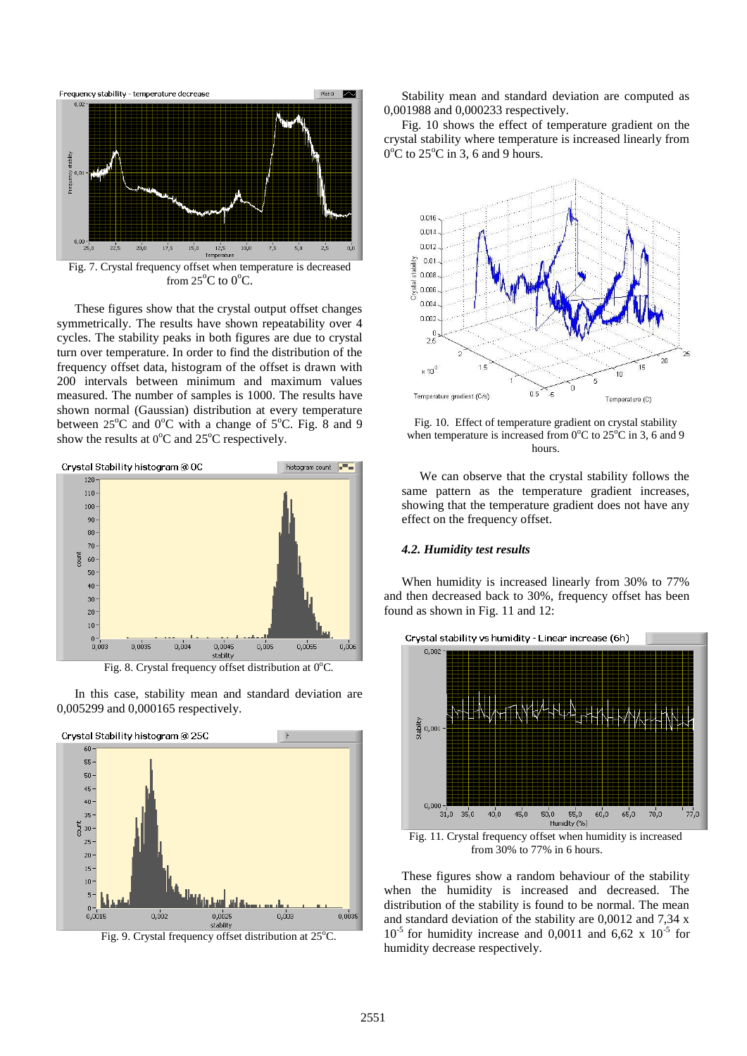Fig. 7. Crystal frequency offset when temperature is decreased from 25°C to 0°C.

These figures show that the crystal output offset changes symmetrically. The results have shown repeatability over 4 cycles. The stability peaks in both figures are due to crystal turn over temperature. In order to find the distribution of the frequency offset data, histogram of the offset is drawn with 200 intervals between minimum and maximum values measured. The number of samples is 1000. The results have shown normal (Gaussian) distribution at every temperature between 25°C and 0°C with a change of 5°C. Fig. 8 and 9 show the results at 0°C and 25°C respectively.

Fig. 8. Crystal frequency offset distribution at 0°C.

In this case, stability mean and standard deviation are 0,005299 and 0,000165 respectively.

Fig. 9. Crystal frequency offset distribution at 25°C.

Stability mean and standard deviation are computed as 0,001988 and 0,000233 respectively.

Fig. 10 shows the effect of temperature gradient on the crystal stability where temperature is increased linearly from 0°C to 25°C in 3, 6 and 9 hours.

Fig. 10. Effect of temperature gradient on crystal stability when temperature is increased from 0°C to 25°C in 3, 6 and 9 hours.

We can observe that the crystal stability follows the same pattern as the temperature gradient increases, showing that the temperature gradient does not have any effect on the frequency offset.

### *4.2. Humidity test results*

When humidity is increased linearly from 30% to 77% and then decreased back to 30%, frequency offset has been found as shown in Fig. 11 and 12:

Fig. 11. Crystal frequency offset when humidity is increased from 30% to 77% in 6 hours.

These figures show a random behaviour of the stability when the humidity is increased and decreased. The distribution of the stability is found to be normal. The mean and standard deviation of the stability are 0,0012 and 7,34 x $10^{-5}$ for humidity increase and 0,0011 and 6,62 x $10^{-5}$ for humidity decrease respectively.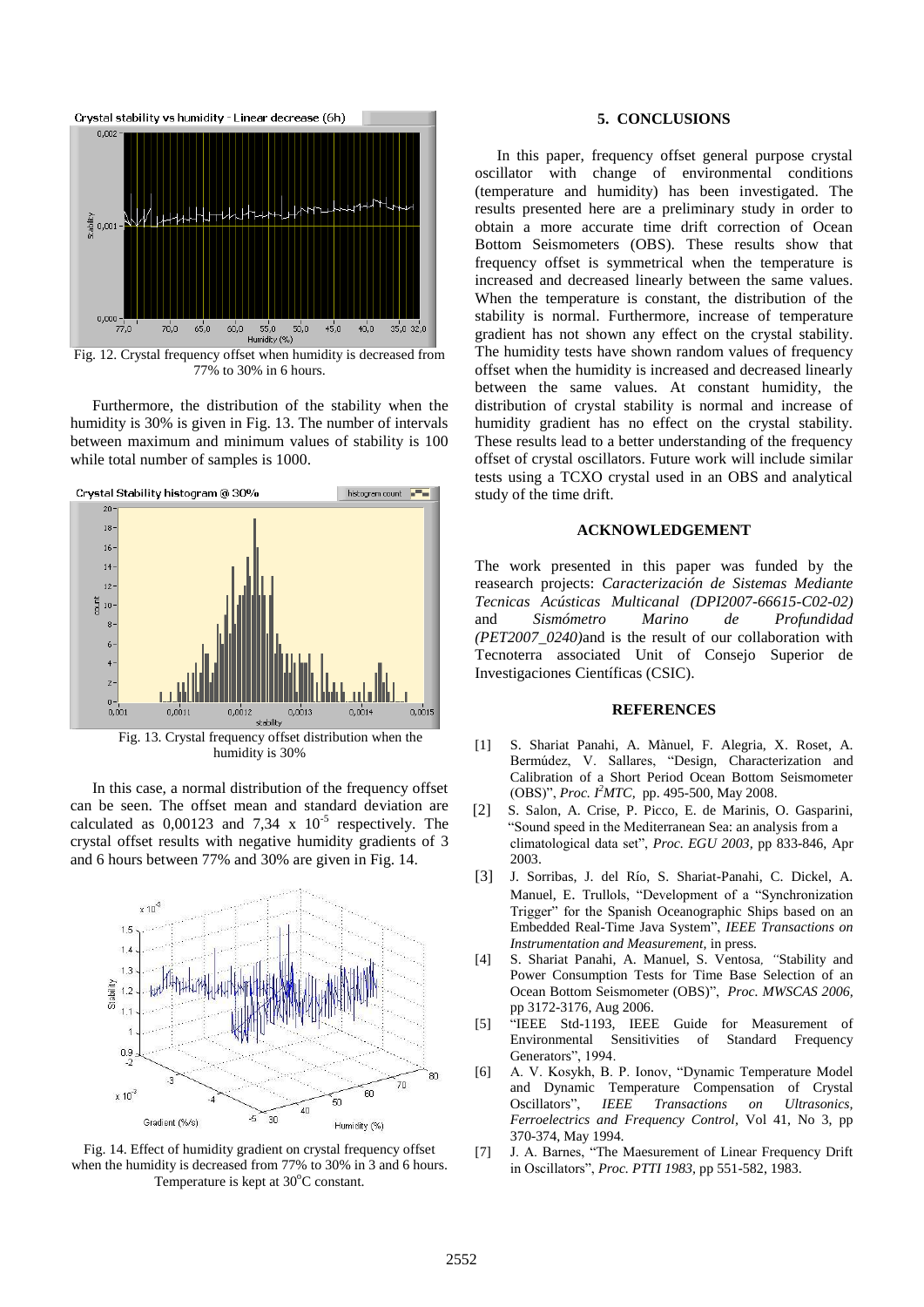Fig. 12. Crystal frequency offset when humidity is decreased from 77% to 30% in 6 hours.

Furthermore, the distribution of the stability when the humidity is 30% is given in Fig. 13. The number of intervals between maximum and minimum values of stability is 100 while total number of samples is 1000.

Fig. 13. Crystal frequency offset distribution when the humidity is 30%

In this case, a normal distribution of the frequency offset can be seen. The offset mean and standard deviation are calculated as 0,00123 and 7,34 x $10^{-5}$ respectively. The crystal offset results with negative humidity gradients of 3 and 6 hours between 77% and 30% are given in Fig. 14.

Fig. 14. Effect of humidity gradient on crystal frequency offset when the humidity is decreased from 77% to 30% in 3 and 6 hours. Temperature is kept at 30°C constant.

## 5. CONCLUSIONS

In this paper, frequency offset general purpose crystal oscillator with change of environmental conditions (temperature and humidity) has been investigated. The results presented here are a preliminary study in order to obtain a more accurate time drift correction of Ocean Bottom Seismometers (OBS). These results show that frequency offset is symmetrical when the temperature is increased and decreased linearly between the same values. When the temperature is constant, the distribution of the stability is normal. Furthermore, increase of temperature gradient has not shown any effect on the crystal stability. The humidity tests have shown random values of frequency offset when the humidity is increased and decreased linearly between the same values. At constant humidity, the distribution of crystal stability is normal and increase of humidity gradient has no effect on the crystal stability. These results lead to a better understanding of the frequency offset of crystal oscillators. Future work will include similar tests using a TCXO crystal used in an OBS and analytical study of the time drift.

## ACKNOWLEDGEMENT

The work presented in this paper was funded by the reasearch projects: *Caracterización de Sistemas Mediante Tecnicas Acústicas Multicanal (DPI2007-66615-C02-02)* and *Sismómetro Marino de Profundidad (PET2007_0240)*and is the result of our collaboration with Tecnoterra associated Unit of Consejo Superior de Investigaciones Científicas (CSIC).

## REFERENCES

[1] S. Shariat Panahi, A. Mànuel, F. Alegria, X. Roset, A. Bermúdez, V. Sallares, "Design, Characterization and Calibration of a Short Period Ocean Bottom Seismometer (OBS)", *Proc. I²MTC*, pp. 495-500, May 2008.

[2] S. Salon, A. Crise, P. Picco, E. de Marinis, O. Gasparini, "Sound speed in the Mediterranean Sea: an analysis from a climatological data set", *Proc. EGU 2003*, pp 833-846, Apr 2003.

[3] J. Sorribas, J. del Río, S. Shariat-Panahi, C. Dickel, A. Manuel, E. Trullols, "Development of a "Synchronization Trigger" for the Spanish Oceanographic Ships based on an Embedded Real-Time Java System", *IEEE Transactions on Instrumentation and Measurement*, in press.

[4] S. Shariat Panahi, A. Manuel, S. Ventosa, "Stability and Power Consumption Tests for Time Base Selection of an Ocean Bottom Seismometer (OBS)", *Proc. MWSCAS 2006*, pp 3172-3176, Aug 2006.

[5] "IEEE Std-1193, IEEE Guide for Measurement of Environmental Sensitivities of Standard Frequency Generators", 1994.

[6] A. V. Kosykh, B. P. Ionov, "Dynamic Temperature Model and Dynamic Temperature Compensation of Crystal Oscillators", *IEEE Transactions on Ultrasonics, Ferroelectrics and Frequency Control*, Vol 41, No 3, pp 370-374, May 1994.

[7] J. A. Barnes, "The Maesurement of Linear Frequency Drift in Oscillators", *Proc. PTTI 1983*, pp 551-582, 1983.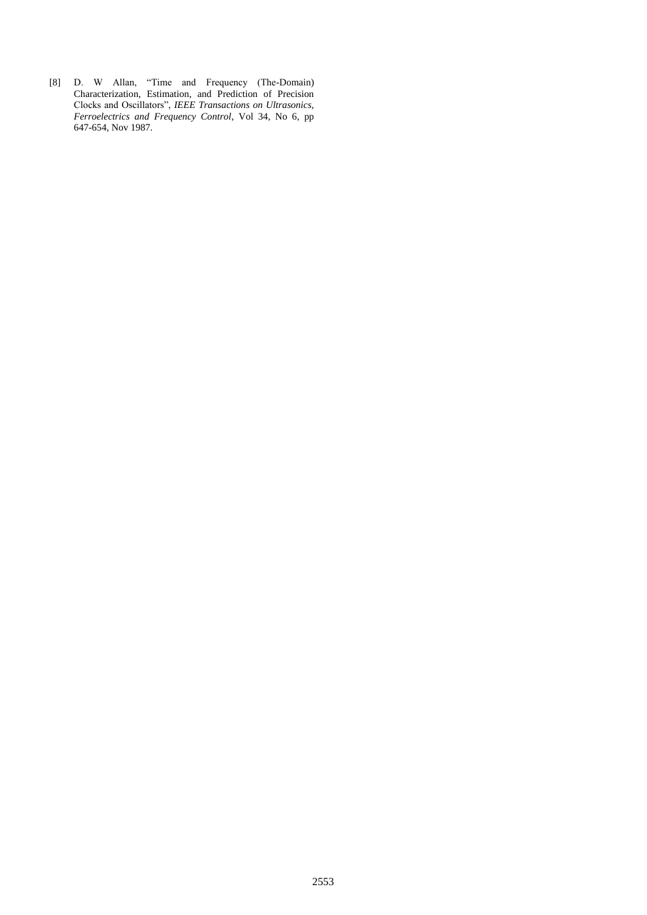[8] D. W Allan, "Time and Frequency (The-Domain) Characterization, Estimation, and Prediction of Precision Clocks and Oscillators", *IEEE Transactions on Ultrasonics, Ferroelectrics and Frequency Control*, Vol 34, No 6, pp 647-654, Nov 1987.